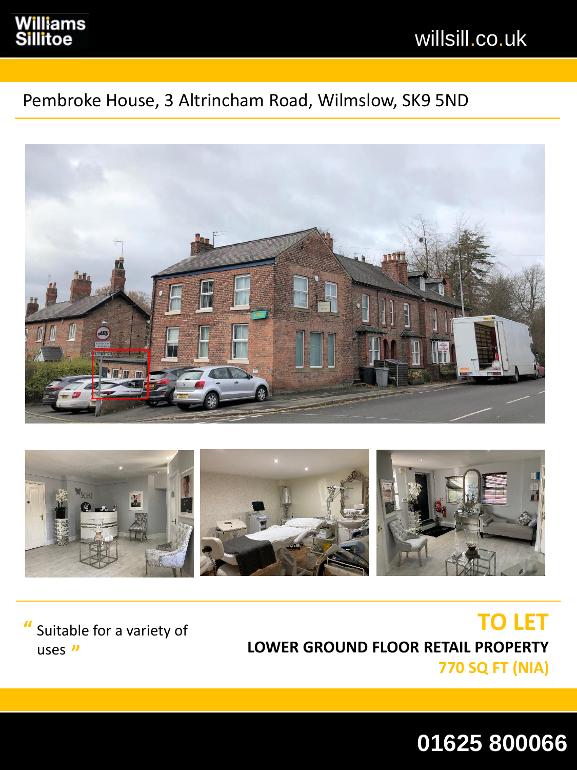Williams Sillitoe

willsill.co.uk

Pembroke House, 3 Altrincham Road, Wilmslow, SK9 5ND

“ Suitable for a variety of uses ”

# TO LET

## LOWER GROUND FLOOR RETAIL PROPERTY

**770 SQ FT (NIA)**

**01625 800066**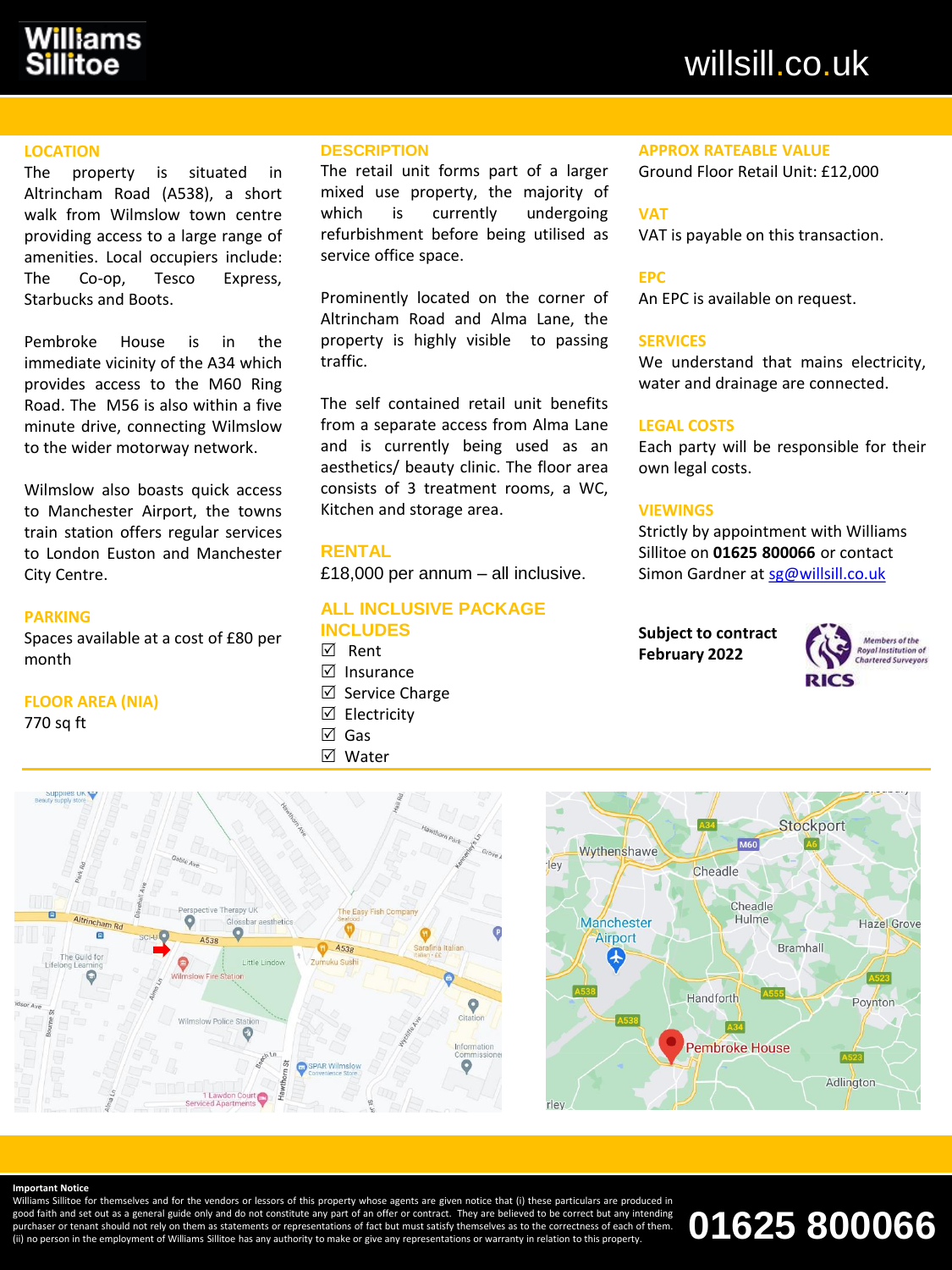## LOCATION

The property is situated in Altrincham Road (A538), a short walk from Wilmslow town centre providing access to a large range of amenities. Local occupiers include: The Co-op, Tesco Express, Starbucks and Boots.

Pembroke House is in the immediate vicinity of the A34 which provides access to the M60 Ring Road. The M56 is also within a five minute drive, connecting Wilmslow to the wider motorway network.

Wilmslow also boasts quick access to Manchester Airport, the towns train station offers regular services to London Euston and Manchester City Centre.

## PARKING

Spaces available at a cost of £80 per month

## FLOOR AREA (NIA)

770 sq ft

## DESCRIPTION

The retail unit forms part of a larger mixed use property, the majority of which is currently undergoing refurbishment before being utilised as service office space.

Prominently located on the corner of Altrincham Road and Alma Lane, the property is highly visible to passing traffic.

The self contained retail unit benefits from a separate access from Alma Lane and is currently being used as an aesthetics/ beauty clinic. The floor area consists of 3 treatment rooms, a WC, Kitchen and storage area.

## RENTAL

£18,000 per annum – all inclusive.

## ALL INCLUSIVE PACKAGE INCLUDES

- ☑ Rent
- ☑ Insurance
- ☑ Service Charge
- ☑ Electricity
- ☑ Gas
- ☑ Water

## APPROX RATEABLE VALUE

Ground Floor Retail Unit: £12,000

## VAT

VAT is payable on this transaction.

## EPC

An EPC is available on request.

## SERVICES

We understand that mains electricity, water and drainage are connected.

## LEGAL COSTS

Each party will be responsible for their own legal costs.

## VIEWINGS

Strictly by appointment with Williams Sillitoe on **01625 800066** or contact Simon Gardner at sg@willsill.co.uk

**Subject to contract**
**February 2022**

Members of the Royal Institution of Chartered Surveyors RICS

**Important Notice**
Williams Sillitoe for themselves and for the vendors or lessors of this property whose agents are given notice that (i) these particulars are produced in good faith and set out as a general guide only and do not constitute any part of an offer or contract. They are believed to be correct but any intending purchaser or tenant should not rely on them as statements or representations of fact but must satisfy themselves as to the correctness of each of them. (ii) no person in the employment of Williams Sillitoe has any authority to make or give any representations or warranty in relation to this property.

**01625 800066**